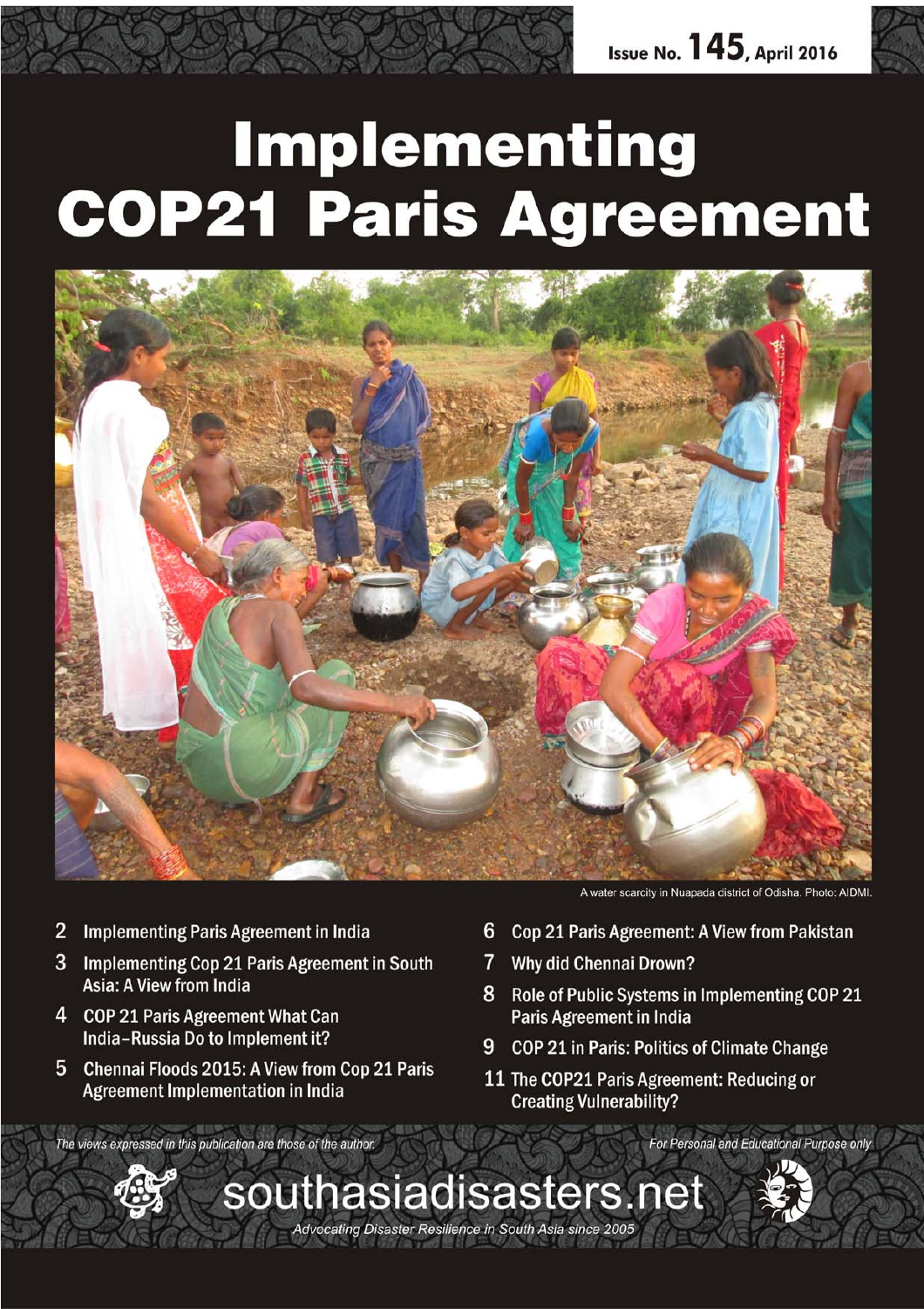Issue No. 145, April 2016

# Implementing COP21 Paris Agreement

A water scarcity in Nuapada district of Odisha. Photo: AIDMI.

- 2 Implementing Paris Agreement in India
- 3 Implementing Cop 21 Paris Agreement in South Asia: A View from India
- 4 COP 21 Paris Agreement What Can India–Russia Do to Implement it?
- 5 Chennai Floods 2015: A View from Cop 21 Paris Agreement Implementation in India
- 6 Cop 21 Paris Agreement: A View from Pakistan
- 7 Why did Chennai Drown?
- 8 Role of Public Systems in Implementing COP 21 Paris Agreement in India
- 9 COP 21 in Paris: Politics of Climate Change
- 11 The COP21 Paris Agreement: Reducing or Creating Vulnerability?

*The views expressed in this publication are those of the author.*

*For Personal and Educational Purpose only*

southasiadisasters.net

*Advocating Disaster Resilience in South Asia since 2005*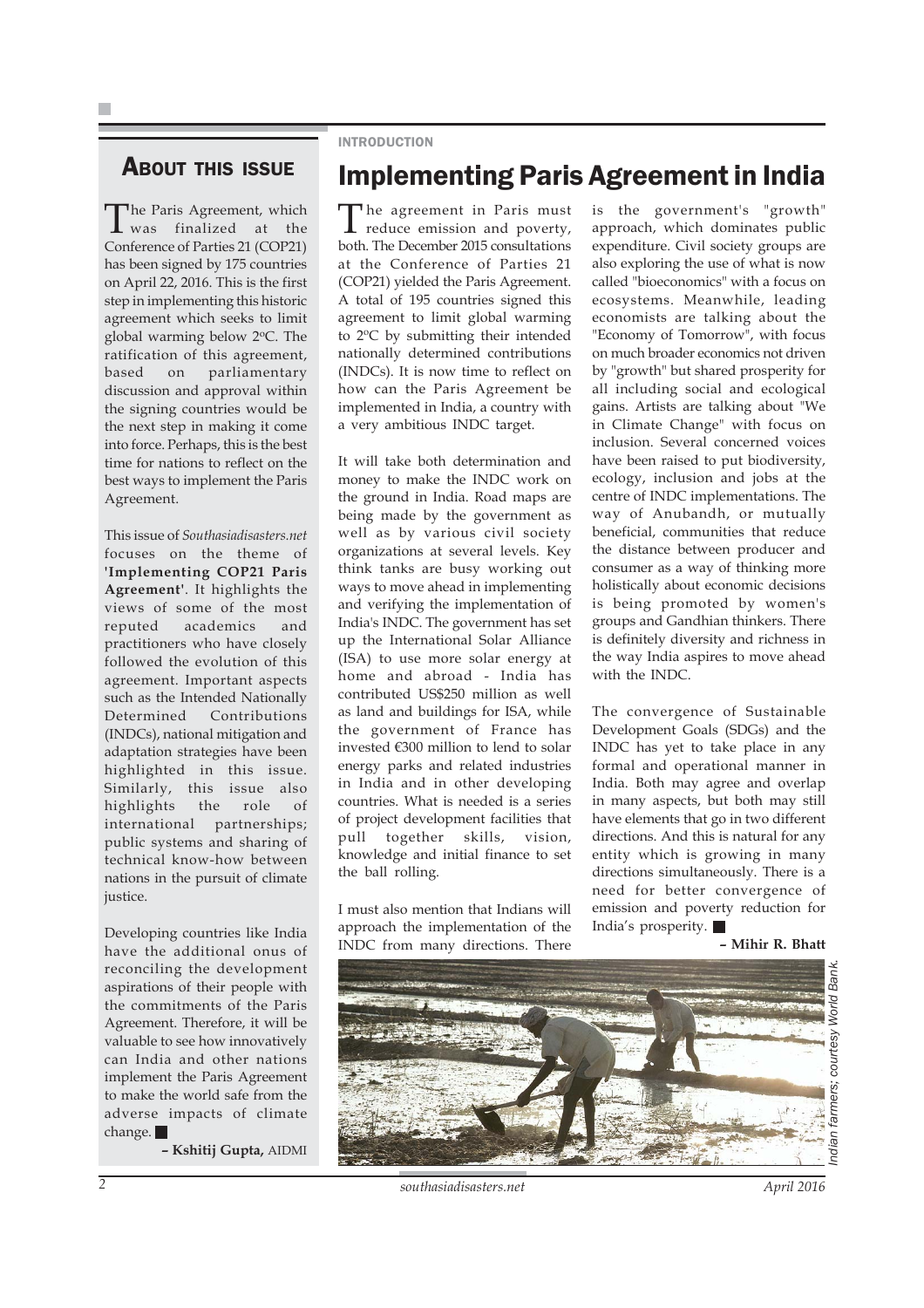## About this issue

The Paris Agreement, which was finalized at the Conference of Parties 21 (COP21) has been signed by 175 countries on April 22, 2016. This is the first step in implementing this historic agreement which seeks to limit global warming below 2ºC. The ratification of this agreement, based on parliamentary discussion and approval within the signing countries would be the next step in making it come into force. Perhaps, this is the best time for nations to reflect on the best ways to implement the Paris Agreement.

This issue of *Southasiadisasters.net* focuses on the theme of **'Implementing COP21 Paris Agreement'**. It highlights the views of some of the most reputed academics and practitioners who have closely followed the evolution of this agreement. Important aspects such as the Intended Nationally Determined Contributions (INDCs), national mitigation and adaptation strategies have been highlighted in this issue. Similarly, this issue also highlights the role of international partnerships; public systems and sharing of technical know-how between nations in the pursuit of climate justice.

Developing countries like India have the additional onus of reconciling the development aspirations of their people with the commitments of the Paris Agreement. Therefore, it will be valuable to see how innovatively can India and other nations implement the Paris Agreement to make the world safe from the adverse impacts of climate change.

**– Kshitij Gupta,** AIDMI

INTRODUCTION

# Implementing Paris Agreement in India

The agreement in Paris must reduce emission and poverty, both. The December 2015 consultations at the Conference of Parties 21 (COP21) yielded the Paris Agreement. A total of 195 countries signed this agreement to limit global warming to 2ºC by submitting their intended nationally determined contributions (INDCs). It is now time to reflect on how can the Paris Agreement be implemented in India, a country with a very ambitious INDC target.

It will take both determination and money to make the INDC work on the ground in India. Road maps are being made by the government as well as by various civil society organizations at several levels. Key think tanks are busy working out ways to move ahead in implementing and verifying the implementation of India's INDC. The government has set up the International Solar Alliance (ISA) to use more solar energy at home and abroad - India has contributed US$250 million as well as land and buildings for ISA, while the government of France has invested €300 million to lend to solar energy parks and related industries in India and in other developing countries. What is needed is a series of project development facilities that pull together skills, vision, knowledge and initial finance to set the ball rolling.

I must also mention that Indians will approach the implementation of the INDC from many directions. There is the government's "growth" approach, which dominates public expenditure. Civil society groups are also exploring the use of what is now called "bioeconomics" with a focus on ecosystems. Meanwhile, leading economists are talking about the "Economy of Tomorrow", with focus on much broader economics not driven by "growth" but shared prosperity for all including social and ecological gains. Artists are talking about "We in Climate Change" with focus on inclusion. Several concerned voices have been raised to put biodiversity, ecology, inclusion and jobs at the centre of INDC implementations. The way of Anubandh, or mutually beneficial, communities that reduce the distance between producer and consumer as a way of thinking more holistically about economic decisions is being promoted by women's groups and Gandhian thinkers. There is definitely diversity and richness in the way India aspires to move ahead with the INDC.

The convergence of Sustainable Development Goals (SDGs) and the INDC has yet to take place in any formal and operational manner in India. Both may agree and overlap in many aspects, but both may still have elements that go in two different directions. And this is natural for any entity which is growing in many directions simultaneously. There is a need for better convergence of emission and poverty reduction for India's prosperity.

**– Mihir R. Bhatt**

*Indian farmers; courtesy World Bank.*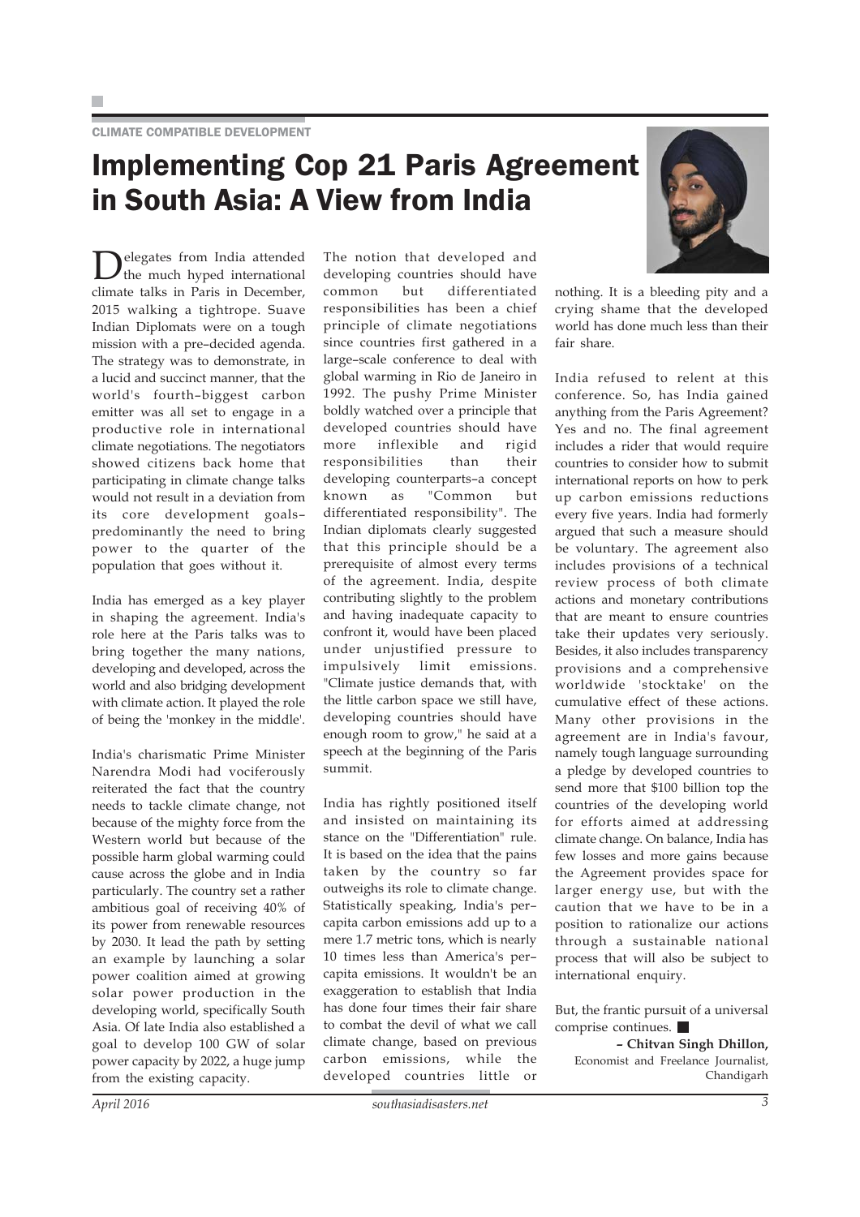CLIMATE COMPATIBLE DEVELOPMENT

# Implementing Cop 21 Paris Agreement in South Asia: A View from India

Delegates from India attended the much hyped international climate talks in Paris in December, 2015 walking a tightrope. Suave Indian Diplomats were on a tough mission with a pre–decided agenda. The strategy was to demonstrate, in a lucid and succinct manner, that the world's fourth–biggest carbon emitter was all set to engage in a productive role in international climate negotiations. The negotiators showed citizens back home that participating in climate change talks would not result in a deviation from its core development goals– predominantly the need to bring power to the quarter of the population that goes without it.

India has emerged as a key player in shaping the agreement. India's role here at the Paris talks was to bring together the many nations, developing and developed, across the world and also bridging development with climate action. It played the role of being the 'monkey in the middle'.

India's charismatic Prime Minister Narendra Modi had vociferously reiterated the fact that the country needs to tackle climate change, not because of the mighty force from the Western world but because of the possible harm global warming could cause across the globe and in India particularly. The country set a rather ambitious goal of receiving 40% of its power from renewable resources by 2030. It lead the path by setting an example by launching a solar power coalition aimed at growing solar power production in the developing world, specifically South Asia. Of late India also established a goal to develop 100 GW of solar power capacity by 2022, a huge jump from the existing capacity.

The notion that developed and developing countries should have common but differentiated responsibilities has been a chief principle of climate negotiations since countries first gathered in a large–scale conference to deal with global warming in Rio de Janeiro in 1992. The pushy Prime Minister boldly watched over a principle that developed countries should have more inflexible and rigid responsibilities than their developing counterparts–a concept known as "Common but differentiated responsibility". The Indian diplomats clearly suggested that this principle should be a prerequisite of almost every terms of the agreement. India, despite contributing slightly to the problem and having inadequate capacity to confront it, would have been placed under unjustified pressure to impulsively limit emissions. "Climate justice demands that, with the little carbon space we still have, developing countries should have enough room to grow," he said at a speech at the beginning of the Paris summit.

India has rightly positioned itself and insisted on maintaining its stance on the "Differentiation" rule. It is based on the idea that the pains taken by the country so far outweighs its role to climate change. Statistically speaking, India's per–capita carbon emissions add up to a mere 1.7 metric tons, which is nearly 10 times less than America's per–capita emissions. It wouldn't be an exaggeration to establish that India has done four times their fair share to combat the devil of what we call climate change, based on previous carbon emissions, while the developed countries little or nothing. It is a bleeding pity and a crying shame that the developed world has done much less than their fair share.

India refused to relent at this conference. So, has India gained anything from the Paris Agreement? Yes and no. The final agreement includes a rider that would require countries to consider how to submit international reports on how to perk up carbon emissions reductions every five years. India had formerly argued that such a measure should be voluntary. The agreement also includes provisions of a technical review process of both climate actions and monetary contributions that are meant to ensure countries take their updates very seriously. Besides, it also includes transparency provisions and a comprehensive worldwide 'stocktake' on the cumulative effect of these actions. Many other provisions in the agreement are in India's favour, namely tough language surrounding a pledge by developed countries to send more that $100 billion top the countries of the developing world for efforts aimed at addressing climate change. On balance, India has few losses and more gains because the Agreement provides space for larger energy use, but with the caution that we have to be in a position to rationalize our actions through a sustainable national process that will also be subject to international enquiry.

But, the frantic pursuit of a universal comprise continues. ■

**– Chitvan Singh Dhillon,**
Economist and Freelance Journalist,
Chandigarh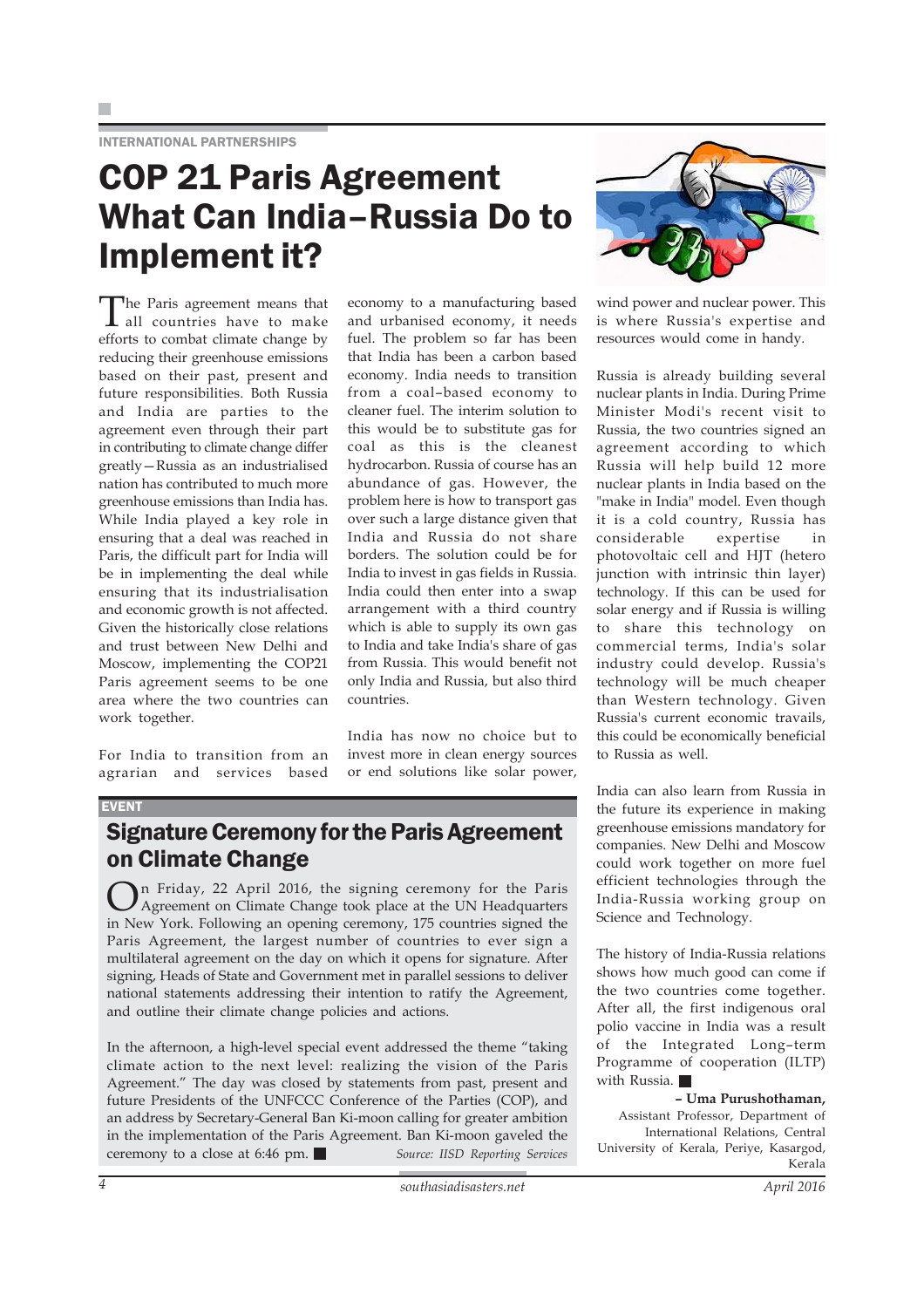INTERNATIONAL PARTNERSHIPS

# COP 21 Paris Agreement What Can India–Russia Do to Implement it?

The Paris agreement means that all countries have to make efforts to combat climate change by reducing their greenhouse emissions based on their past, present and future responsibilities. Both Russia and India are parties to the agreement even through their part in contributing to climate change differ greatly—Russia as an industrialised nation has contributed to much more greenhouse emissions than India has. While India played a key role in ensuring that a deal was reached in Paris, the difficult part for India will be in implementing the deal while ensuring that its industrialisation and economic growth is not affected. Given the historically close relations and trust between New Delhi and Moscow, implementing the COP21 Paris agreement seems to be one area where the two countries can work together.

For India to transition from an agrarian and services based economy to a manufacturing based and urbanised economy, it needs fuel. The problem so far has been that India has been a carbon based economy. India needs to transition from a coal–based economy to cleaner fuel. The interim solution to this would be to substitute gas for coal as this is the cleanest hydrocarbon. Russia of course has an abundance of gas. However, the problem here is how to transport gas over such a large distance given that India and Russia do not share borders. The solution could be for India to invest in gas fields in Russia. India could then enter into a swap arrangement with a third country which is able to supply its own gas to India and take India's share of gas from Russia. This would benefit not only India and Russia, but also third countries.

India has now no choice but to invest more in clean energy sources or end solutions like solar power, wind power and nuclear power. This is where Russia's expertise and resources would come in handy.

Russia is already building several nuclear plants in India. During Prime Minister Modi's recent visit to Russia, the two countries signed an agreement according to which Russia will help build 12 more nuclear plants in India based on the "make in India" model. Even though it is a cold country, Russia has considerable expertise in photovoltaic cell and HJT (hetero junction with intrinsic thin layer) technology. If this can be used for solar energy and if Russia is willing to share this technology on commercial terms, India's solar industry could develop. Russia's technology will be much cheaper than Western technology. Given Russia's current economic travails, this could be economically beneficial to Russia as well.

India can also learn from Russia in the future its experience in making greenhouse emissions mandatory for companies. New Delhi and Moscow could work together on more fuel efficient technologies through the India-Russia working group on Science and Technology.

The history of India-Russia relations shows how much good can come if the two countries come together. After all, the first indigenous oral polio vaccine in India was a result of the Integrated Long–term Programme of cooperation (ILTP) with Russia. ■

**– Uma Purushothaman,**
Assistant Professor, Department of International Relations, Central University of Kerala, Periye, Kasargod, Kerala

EVENT

## Signature Ceremony for the Paris Agreement on Climate Change

On Friday, 22 April 2016, the signing ceremony for the Paris Agreement on Climate Change took place at the UN Headquarters in New York. Following an opening ceremony, 175 countries signed the Paris Agreement, the largest number of countries to ever sign a multilateral agreement on the day on which it opens for signature. After signing, Heads of State and Government met in parallel sessions to deliver national statements addressing their intention to ratify the Agreement, and outline their climate change policies and actions.

In the afternoon, a high-level special event addressed the theme "taking climate action to the next level: realizing the vision of the Paris Agreement." The day was closed by statements from past, present and future Presidents of the UNFCCC Conference of the Parties (COP), and an address by Secretary-General Ban Ki-moon calling for greater ambition in the implementation of the Paris Agreement. Ban Ki-moon gaveled the ceremony to a close at 6:46 pm. ■

*Source: IISD Reporting Services*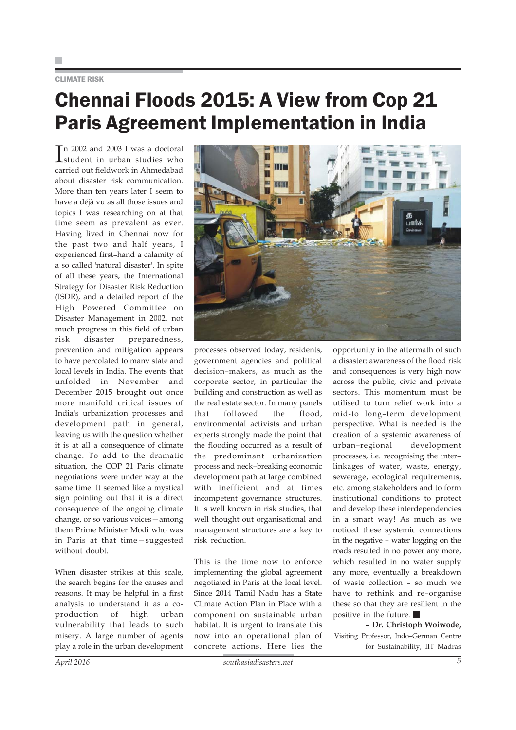CLIMATE RISK

# Chennai Floods 2015: A View from Cop 21 Paris Agreement Implementation in India

In 2002 and 2003 I was a doctoral student in urban studies who carried out fieldwork in Ahmedabad about disaster risk communication. More than ten years later I seem to have a déjà vu as all those issues and topics I was researching on at that time seem as prevalent as ever. Having lived in Chennai now for the past two and half years, I experienced first–hand a calamity of a so called 'natural disaster'. In spite of all these years, the International Strategy for Disaster Risk Reduction (ISDR), and a detailed report of the High Powered Committee on Disaster Management in 2002, not much progress in this field of urban risk disaster preparedness, prevention and mitigation appears to have percolated to many state and local levels in India. The events that unfolded in November and December 2015 brought out once more manifold critical issues of India's urbanization processes and development path in general, leaving us with the question whether it is at all a consequence of climate change. To add to the dramatic situation, the COP 21 Paris climate negotiations were under way at the same time. It seemed like a mystical sign pointing out that it is a direct consequence of the ongoing climate change, or so various voices—among them Prime Minister Modi who was in Paris at that time—suggested without doubt.

When disaster strikes at this scale, the search begins for the causes and reasons. It may be helpful in a first analysis to understand it as a co-production of high urban vulnerability that leads to such misery. A large number of agents play a role in the urban development processes observed today, residents, government agencies and political decision–makers, as much as the corporate sector, in particular the building and construction as well as the real estate sector. In many panels that followed the flood, environmental activists and urban experts strongly made the point that the flooding occurred as a result of the predominant urbanization process and neck–breaking economic development path at large combined with inefficient and at times incompetent governance structures. It is well known in risk studies, that well thought out organisational and management structures are a key to risk reduction.

This is the time now to enforce implementing the global agreement negotiated in Paris at the local level. Since 2014 Tamil Nadu has a State Climate Action Plan in Place with a component on sustainable urban habitat. It is urgent to translate this now into an operational plan of concrete actions. Here lies the opportunity in the aftermath of such a disaster: awareness of the flood risk and consequences is very high now across the public, civic and private sectors. This momentum must be utilised to turn relief work into a mid-to long–term development perspective. What is needed is the creation of a systemic awareness of urban–regional development processes, i.e. recognising the inter–linkages of water, waste, energy, sewerage, ecological requirements, etc. among stakeholders and to form institutional conditions to protect and develop these interdependencies in a smart way! As much as we noticed these systemic connections in the negative – water logging on the roads resulted in no power any more, which resulted in no water supply any more, eventually a breakdown of waste collection – so much we have to rethink and re–organise these so that they are resilient in the positive in the future. ■

**– Dr. Christoph Woiwode,**
Visiting Professor, Indo–German Centre for Sustainability, IIT Madras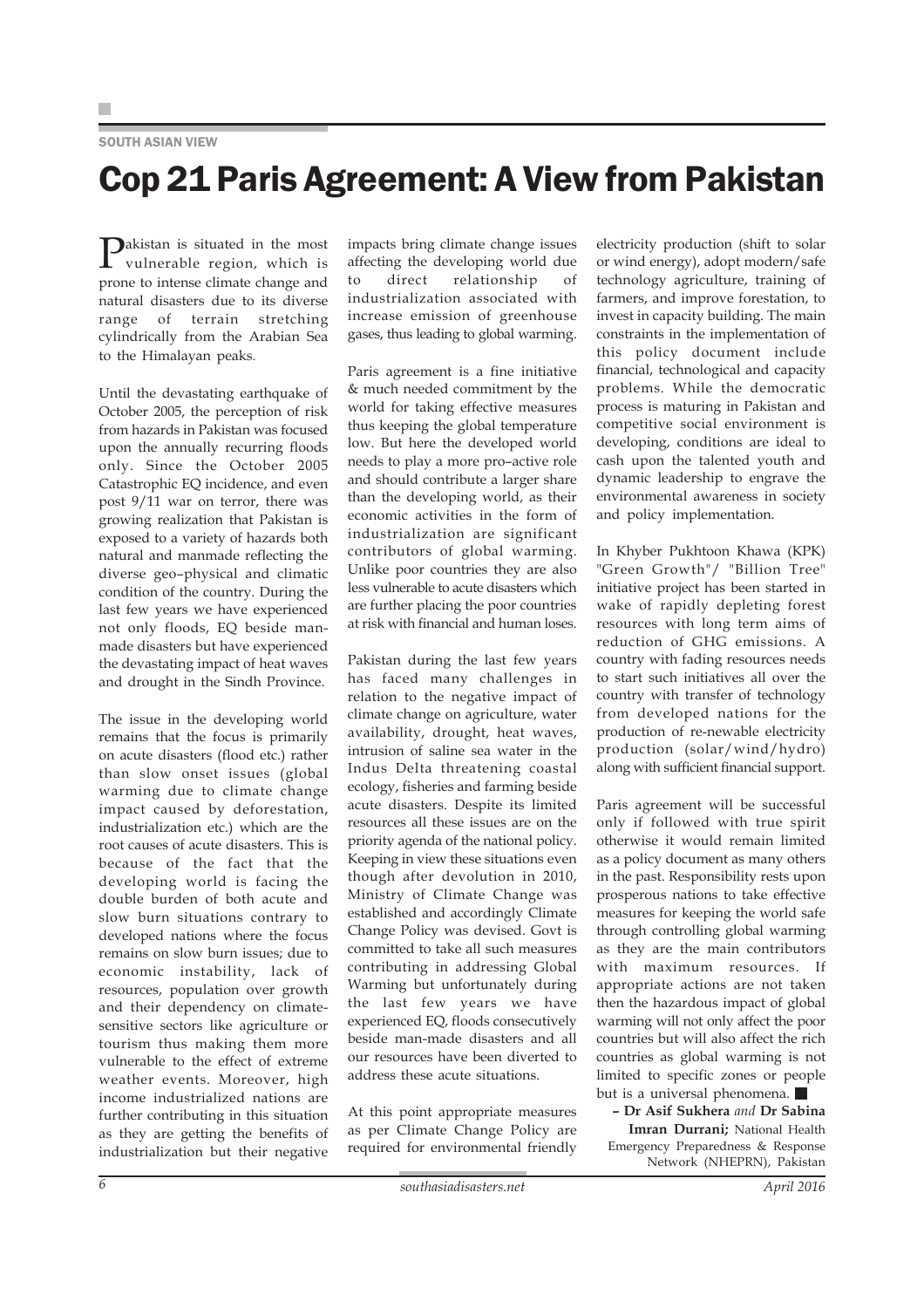SOUTH ASIAN VIEW

# Cop 21 Paris Agreement: A View from Pakistan

Pakistan is situated in the most vulnerable region, which is prone to intense climate change and natural disasters due to its diverse range of terrain stretching cylindrically from the Arabian Sea to the Himalayan peaks.

Until the devastating earthquake of October 2005, the perception of risk from hazards in Pakistan was focused upon the annually recurring floods only. Since the October 2005 Catastrophic EQ incidence, and even post 9/11 war on terror, there was growing realization that Pakistan is exposed to a variety of hazards both natural and manmade reflecting the diverse geo–physical and climatic condition of the country. During the last few years we have experienced not only floods, EQ beside man-made disasters but have experienced the devastating impact of heat waves and drought in the Sindh Province.

The issue in the developing world remains that the focus is primarily on acute disasters (flood etc.) rather than slow onset issues (global warming due to climate change impact caused by deforestation, industrialization etc.) which are the root causes of acute disasters. This is because of the fact that the developing world is facing the double burden of both acute and slow burn situations contrary to developed nations where the focus remains on slow burn issues; due to economic instability, lack of resources, population over growth and their dependency on climate-sensitive sectors like agriculture or tourism thus making them more vulnerable to the effect of extreme weather events. Moreover, high income industrialized nations are further contributing in this situation as they are getting the benefits of industrialization but their negative impacts bring climate change issues affecting the developing world due to direct relationship of industrialization associated with increase emission of greenhouse gases, thus leading to global warming.

Paris agreement is a fine initiative & much needed commitment by the world for taking effective measures thus keeping the global temperature low. But here the developed world needs to play a more pro–active role and should contribute a larger share than the developing world, as their economic activities in the form of industrialization are significant contributors of global warming. Unlike poor countries they are also less vulnerable to acute disasters which are further placing the poor countries at risk with financial and human loses.

Pakistan during the last few years has faced many challenges in relation to the negative impact of climate change on agriculture, water availability, drought, heat waves, intrusion of saline sea water in the Indus Delta threatening coastal ecology, fisheries and farming beside acute disasters. Despite its limited resources all these issues are on the priority agenda of the national policy. Keeping in view these situations even though after devolution in 2010, Ministry of Climate Change was established and accordingly Climate Change Policy was devised. Govt is committed to take all such measures contributing in addressing Global Warming but unfortunately during the last few years we have experienced EQ, floods consecutively beside man-made disasters and all our resources have been diverted to address these acute situations.

At this point appropriate measures as per Climate Change Policy are required for environmental friendly electricity production (shift to solar or wind energy), adopt modern/safe technology agriculture, training of farmers, and improve forestation, to invest in capacity building. The main constraints in the implementation of this policy document include financial, technological and capacity problems. While the democratic process is maturing in Pakistan and competitive social environment is developing, conditions are ideal to cash upon the talented youth and dynamic leadership to engrave the environmental awareness in society and policy implementation.

In Khyber Pukhtoon Khawa (KPK) "Green Growth"/ "Billion Tree" initiative project has been started in wake of rapidly depleting forest resources with long term aims of reduction of GHG emissions. A country with fading resources needs to start such initiatives all over the country with transfer of technology from developed nations for the production of re-newable electricity production (solar/wind/hydro) along with sufficient financial support.

Paris agreement will be successful only if followed with true spirit otherwise it would remain limited as a policy document as many others in the past. Responsibility rests upon prosperous nations to take effective measures for keeping the world safe through controlling global warming as they are the main contributors with maximum resources. If appropriate actions are not taken then the hazardous impact of global warming will not only affect the poor countries but will also affect the rich countries as global warming is not limited to specific zones or people but is a universal phenomena. ■

**– Dr Asif Sukhera** *and* **Dr Sabina Imran Durrani;** National Health Emergency Preparedness & Response Network (NHEPRN), Pakistan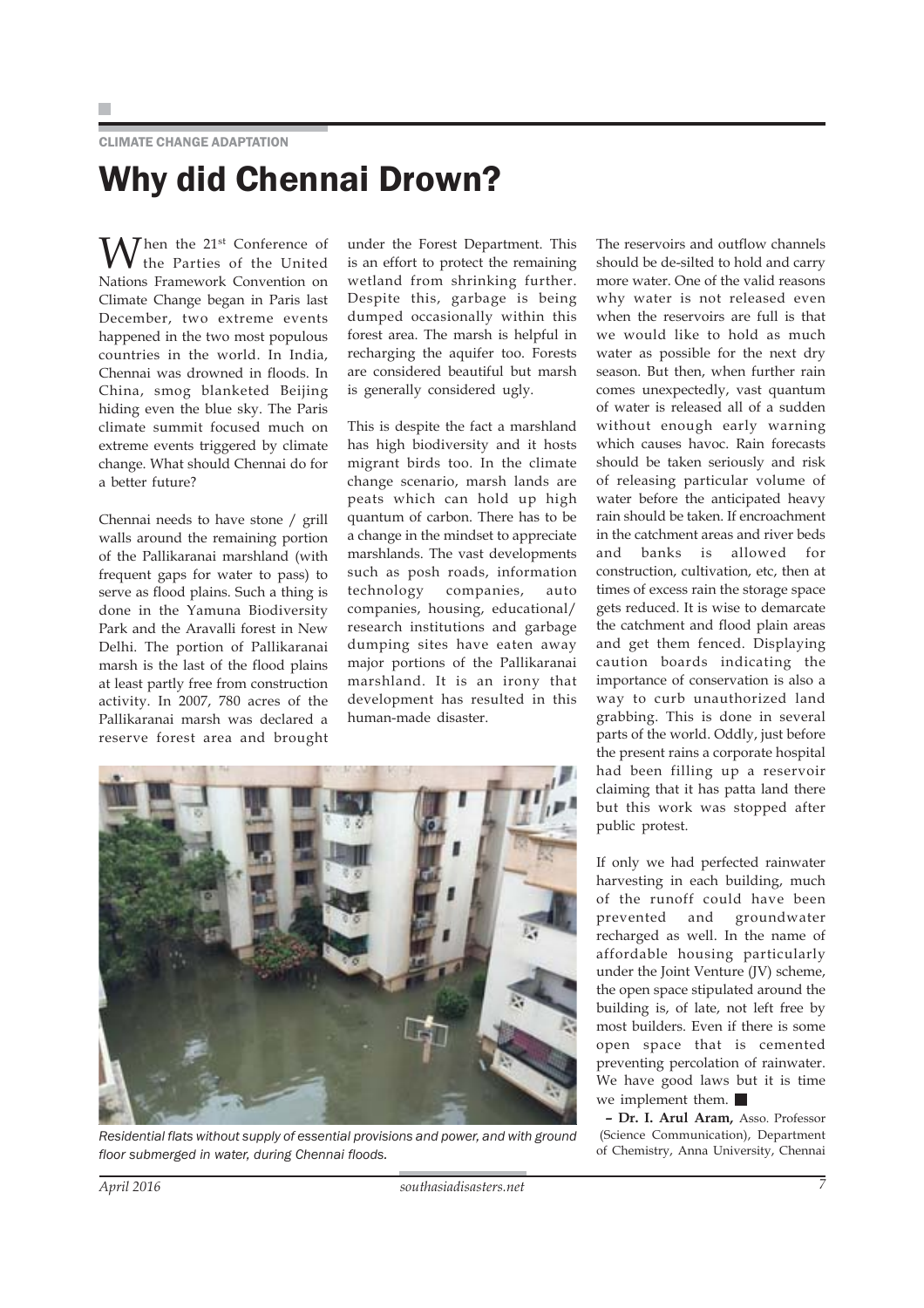CLIMATE CHANGE ADAPTATION

# Why did Chennai Drown?

When the 21st Conference of the Parties of the United Nations Framework Convention on Climate Change began in Paris last December, two extreme events happened in the two most populous countries in the world. In India, Chennai was drowned in floods. In China, smog blanketed Beijing hiding even the blue sky. The Paris climate summit focused much on extreme events triggered by climate change. What should Chennai do for a better future?

Chennai needs to have stone / grill walls around the remaining portion of the Pallikaranai marshland (with frequent gaps for water to pass) to serve as flood plains. Such a thing is done in the Yamuna Biodiversity Park and the Aravalli forest in New Delhi. The portion of Pallikaranai marsh is the last of the flood plains at least partly free from construction activity. In 2007, 780 acres of the Pallikaranai marsh was declared a reserve forest area and brought under the Forest Department. This is an effort to protect the remaining wetland from shrinking further. Despite this, garbage is being dumped occasionally within this forest area. The marsh is helpful in recharging the aquifer too. Forests are considered beautiful but marsh is generally considered ugly.

This is despite the fact a marshland has high biodiversity and it hosts migrant birds too. In the climate change scenario, marsh lands are peats which can hold up high quantum of carbon. There has to be a change in the mindset to appreciate marshlands. The vast developments such as posh roads, information technology companies, auto companies, housing, educational/ research institutions and garbage dumping sites have eaten away major portions of the Pallikaranai marshland. It is an irony that development has resulted in this human-made disaster.

*Residential flats without supply of essential provisions and power, and with ground floor submerged in water, during Chennai floods.*

The reservoirs and outflow channels should be de-silted to hold and carry more water. One of the valid reasons why water is not released even when the reservoirs are full is that we would like to hold as much water as possible for the next dry season. But then, when further rain comes unexpectedly, vast quantum of water is released all of a sudden without enough early warning which causes havoc. Rain forecasts should be taken seriously and risk of releasing particular volume of water before the anticipated heavy rain should be taken. If encroachment in the catchment areas and river beds and banks is allowed for construction, cultivation, etc, then at times of excess rain the storage space gets reduced. It is wise to demarcate the catchment and flood plain areas and get them fenced. Displaying caution boards indicating the importance of conservation is also a way to curb unauthorized land grabbing. This is done in several parts of the world. Oddly, just before the present rains a corporate hospital had been filling up a reservoir claiming that it has patta land there but this work was stopped after public protest.

If only we had perfected rainwater harvesting in each building, much of the runoff could have been prevented and groundwater recharged as well. In the name of affordable housing particularly under the Joint Venture (JV) scheme, the open space stipulated around the building is, of late, not left free by most builders. Even if there is some open space that is cemented preventing percolation of rainwater. We have good laws but it is time we implement them. ■

**– Dr. I. Arul Aram,** Asso. Professor (Science Communication), Department of Chemistry, Anna University, Chennai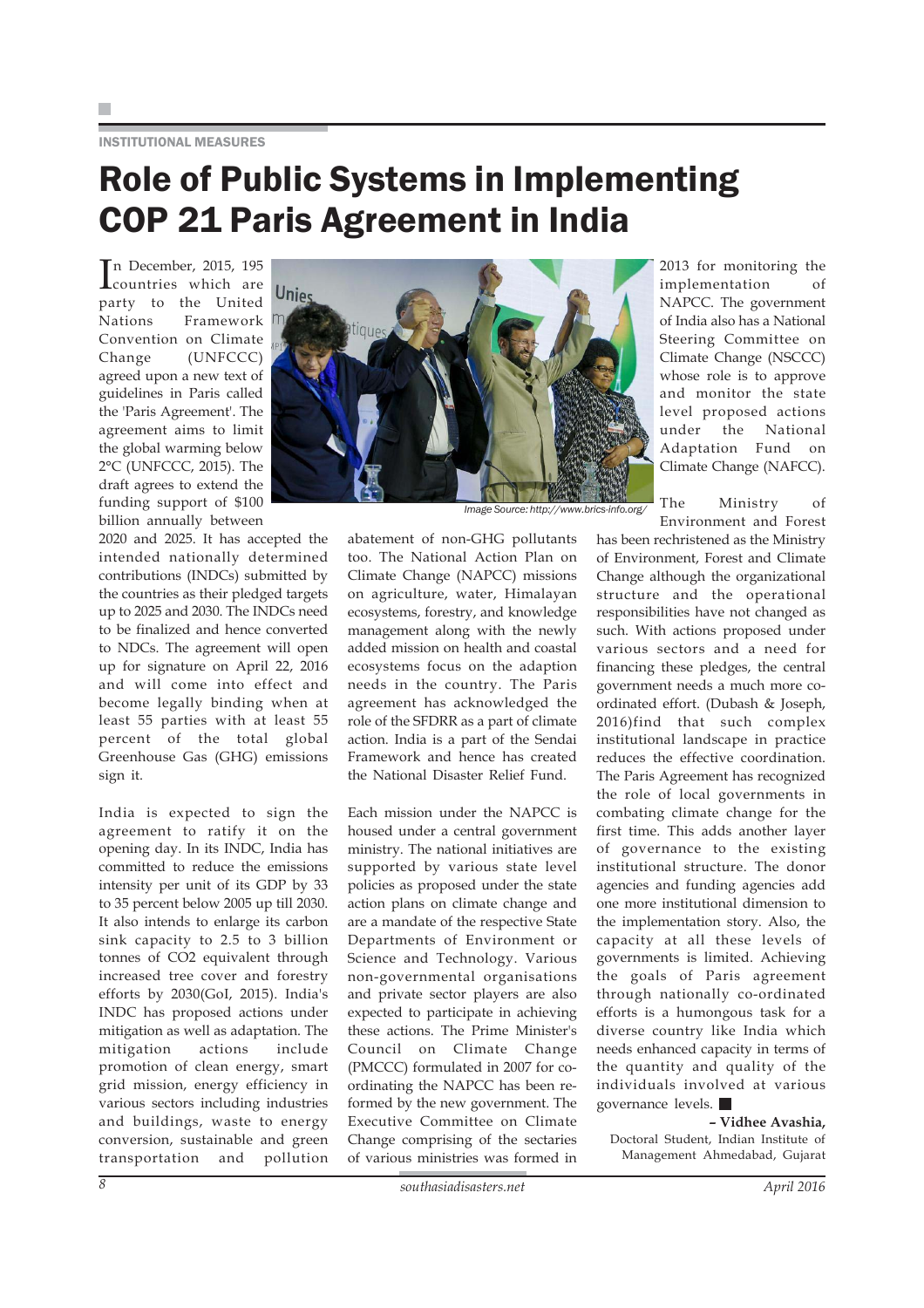INSTITUTIONAL MEASURES

# Role of Public Systems in Implementing COP 21 Paris Agreement in India

In December, 2015, 195 countries which are party to the United Nations Framework Convention on Climate Change (UNFCCC) agreed upon a new text of guidelines in Paris called the 'Paris Agreement'. The agreement aims to limit the global warming below 2°C (UNFCCC, 2015). The draft agrees to extend the funding support of $100 billion annually between 2020 and 2025. It has accepted the intended nationally determined contributions (INDCs) submitted by the countries as their pledged targets up to 2025 and 2030. The INDCs need to be finalized and hence converted to NDCs. The agreement will open up for signature on April 22, 2016 and will come into effect and become legally binding when at least 55 parties with at least 55 percent of the total global Greenhouse Gas (GHG) emissions sign it.

Image Source: http://www.brics-info.org/

India is expected to sign the agreement to ratify it on the opening day. In its INDC, India has committed to reduce the emissions intensity per unit of its GDP by 33 to 35 percent below 2005 up till 2030. It also intends to enlarge its carbon sink capacity to 2.5 to 3 billion tonnes of CO2 equivalent through increased tree cover and forestry efforts by 2030(GoI, 2015). India's INDC has proposed actions under mitigation as well as adaptation. The mitigation actions include promotion of clean energy, smart grid mission, energy efficiency in various sectors including industries and buildings, waste to energy conversion, sustainable and green transportation and pollution abatement of non-GHG pollutants too. The National Action Plan on Climate Change (NAPCC) missions on agriculture, water, Himalayan ecosystems, forestry, and knowledge management along with the newly added mission on health and coastal ecosystems focus on the adaption needs in the country. The Paris agreement has acknowledged the role of the SFDRR as a part of climate action. India is a part of the Sendai Framework and hence has created the National Disaster Relief Fund.

Each mission under the NAPCC is housed under a central government ministry. The national initiatives are supported by various state level policies as proposed under the state action plans on climate change and are a mandate of the respective State Departments of Environment or Science and Technology. Various non-governmental organisations and private sector players are also expected to participate in achieving these actions. The Prime Minister's Council on Climate Change (PMCCC) formulated in 2007 for co-ordinating the NAPCC has been re-formed by the new government. The Executive Committee on Climate Change comprising of the secretaries of various ministries was formed in 2013 for monitoring the implementation of NAPCC. The government of India also has a National Steering Committee on Climate Change (NSCCC) whose role is to approve and monitor the state level proposed actions under the National Adaptation Fund on Climate Change (NAFCC).

The Ministry of Environment and Forest has been rechristened as the Ministry of Environment, Forest and Climate Change although the organizational structure and the operational responsibilities have not changed as such. With actions proposed under various sectors and a need for financing these pledges, the central government needs a much more co-ordinated effort. (Dubash & Joseph, 2016)find that such complex institutional landscape in practice reduces the effective coordination. The Paris Agreement has recognized the role of local governments in combating climate change for the first time. This adds another layer of governance to the existing institutional structure. The donor agencies and funding agencies add one more institutional dimension to the implementation story. Also, the capacity at all these levels of governments is limited. Achieving the goals of Paris agreement through nationally co-ordinated efforts is a humongous task for a diverse country like India which needs enhanced capacity in terms of the quantity and quality of the individuals involved at various governance levels. ■

**– Vidhee Avashia,**
Doctoral Student, Indian Institute of Management Ahmedabad, Gujarat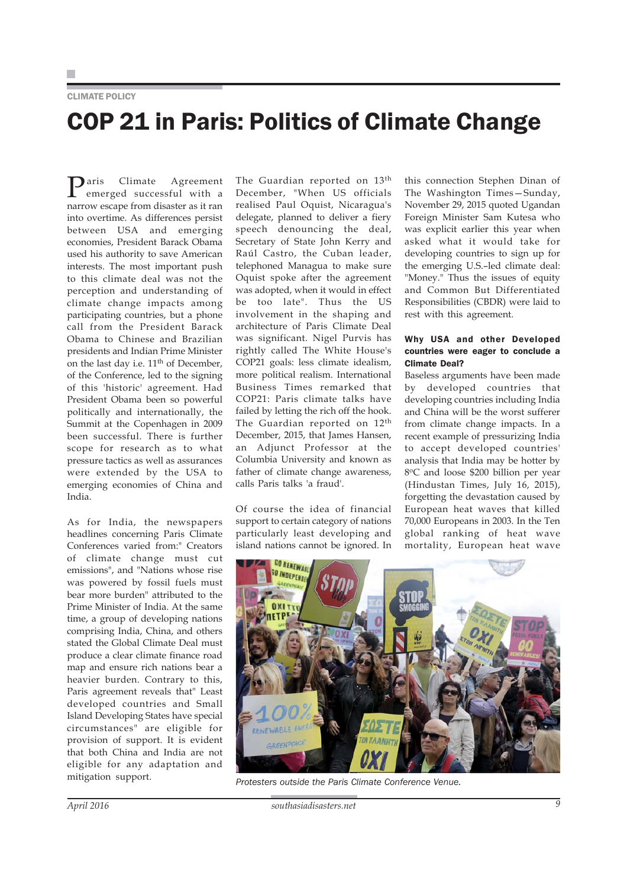CLIMATE POLICY

# COP 21 in Paris: Politics of Climate Change

Paris Climate Agreement emerged successful with a narrow escape from disaster as it ran into overtime. As differences persist between USA and emerging economies, President Barack Obama used his authority to save American interests. The most important push to this climate deal was not the perception and understanding of climate change impacts among participating countries, but a phone call from the President Barack Obama to Chinese and Brazilian presidents and Indian Prime Minister on the last day i.e. 11th of December, of the Conference, led to the signing of this 'historic' agreement. Had President Obama been so powerful politically and internationally, the Summit at the Copenhagen in 2009 been successful. There is further scope for research as to what pressure tactics as well as assurances were extended by the USA to emerging economies of China and India.

As for India, the newspapers headlines concerning Paris Climate Conferences varied from:" Creators of climate change must cut emissions", and "Nations whose rise was powered by fossil fuels must bear more burden" attributed to the Prime Minister of India. At the same time, a group of developing nations comprising India, China, and others stated the Global Climate Deal must produce a clear climate finance road map and ensure rich nations bear a heavier burden. Contrary to this, Paris agreement reveals that" Least developed countries and Small Island Developing States have special circumstances" are eligible for provision of support. It is evident that both China and India are not eligible for any adaptation and mitigation support.

The Guardian reported on 13th December, "When US officials realised Paul Oquist, Nicaragua's delegate, planned to deliver a fiery speech denouncing the deal, Secretary of State John Kerry and Raúl Castro, the Cuban leader, telephoned Managua to make sure Oquist spoke after the agreement was adopted, when it would in effect be too late". Thus the US involvement in the shaping and architecture of Paris Climate Deal was significant. Nigel Purvis has rightly called The White House's COP21 goals: less climate idealism, more political realism. International Business Times remarked that COP21: Paris climate talks have failed by letting the rich off the hook. The Guardian reported on 12th December, 2015, that James Hansen, an Adjunct Professor at the Columbia University and known as father of climate change awareness, calls Paris talks 'a fraud'.

Of course the idea of financial support to certain category of nations particularly least developing and island nations cannot be ignored. In this connection Stephen Dinan of The Washington Times—Sunday, November 29, 2015 quoted Ugandan Foreign Minister Sam Kutesa who was explicit earlier this year when asked what it would take for developing countries to sign up for the emerging U.S.–led climate deal: "Money." Thus the issues of equity and Common But Differentiated Responsibilities (CBDR) were laid to rest with this agreement.

### Why USA and other Developed countries were eager to conclude a Climate Deal?

Baseless arguments have been made by developed countries that developing countries including India and China will be the worst sufferer from climate change impacts. In a recent example of pressurizing India to accept developed countries' analysis that India may be hotter by 8ºC and loose $200 billion per year (Hindustan Times, July 16, 2015), forgetting the devastation caused by European heat waves that killed 70,000 Europeans in 2003. In the Ten global ranking of heat wave mortality, European heat wave

*Protesters outside the Paris Climate Conference Venue.*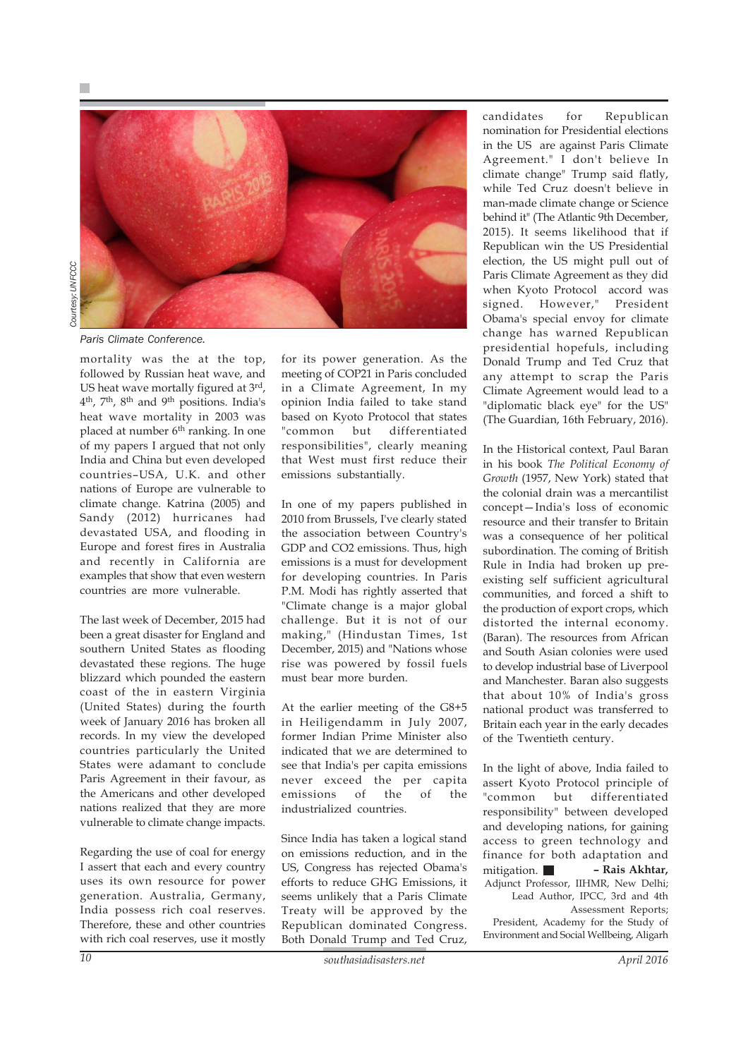Courtesy: UNFCCC

Paris Climate Conference.

mortality was the at the top, followed by Russian heat wave, and US heat wave mortally figured at 3rd, 4th, 7th, 8th and 9th positions. India's heat wave mortality in 2003 was placed at number 6th ranking. In one of my papers I argued that not only India and China but even developed countries–USA, U.K. and other nations of Europe are vulnerable to climate change. Katrina (2005) and Sandy (2012) hurricanes had devastated USA, and flooding in Europe and forest fires in Australia and recently in California are examples that show that even western countries are more vulnerable.

The last week of December, 2015 had been a great disaster for England and southern United States as flooding devastated these regions. The huge blizzard which pounded the eastern coast of the in eastern Virginia (United States) during the fourth week of January 2016 has broken all records. In my view the developed countries particularly the United States were adamant to conclude Paris Agreement in their favour, as the Americans and other developed nations realized that they are more vulnerable to climate change impacts.

Regarding the use of coal for energy I assert that each and every country uses its own resource for power generation. Australia, Germany, India possess rich coal reserves. Therefore, these and other countries with rich coal reserves, use it mostly for its power generation. As the meeting of COP21 in Paris concluded in a Climate Agreement, In my opinion India failed to take stand based on Kyoto Protocol that states "common but differentiated responsibilities", clearly meaning that West must first reduce their emissions substantially.

In one of my papers published in 2010 from Brussels, I've clearly stated the association between Country's GDP and CO2 emissions. Thus, high emissions is a must for development for developing countries. In Paris P.M. Modi has rightly asserted that "Climate change is a major global challenge. But it is not of our making," (Hindustan Times, 1st December, 2015) and "Nations whose rise was powered by fossil fuels must bear more burden.

At the earlier meeting of the G8+5 in Heiligendamm in July 2007, former Indian Prime Minister also indicated that we are determined to see that India's per capita emissions never exceed the per capita emissions of the of the industrialized countries.

Since India has taken a logical stand on emissions reduction, and in the US, Congress has rejected Obama's efforts to reduce GHG Emissions, it seems unlikely that a Paris Climate Treaty will be approved by the Republican dominated Congress. Both Donald Trump and Ted Cruz, candidates for Republican nomination for Presidential elections in the US are against Paris Climate Agreement." I don't believe In climate change" Trump said flatly, while Ted Cruz doesn't believe in man-made climate change or Science behind it" (The Atlantic 9th December, 2015). It seems likelihood that if Republican win the US Presidential election, the US might pull out of Paris Climate Agreement as they did when Kyoto Protocol accord was signed. However," President Obama's special envoy for climate change has warned Republican presidential hopefuls, including Donald Trump and Ted Cruz that any attempt to scrap the Paris Climate Agreement would lead to a "diplomatic black eye" for the US" (The Guardian, 16th February, 2016).

In the Historical context, Paul Baran in his book *The Political Economy of Growth* (1957, New York) stated that the colonial drain was a mercantilist concept—India's loss of economic resource and their transfer to Britain was a consequence of her political subordination. The coming of British Rule in India had broken up pre-existing self sufficient agricultural communities, and forced a shift to the production of export crops, which distorted the internal economy. (Baran). The resources from African and South Asian colonies were used to develop industrial base of Liverpool and Manchester. Baran also suggests that about 10% of India's gross national product was transferred to Britain each year in the early decades of the Twentieth century.

In the light of above, India failed to assert Kyoto Protocol principle of "common but differentiated responsibility" between developed and developing nations, for gaining access to green technology and finance for both adaptation and mitigation. ■

**– Rais Akhtar,**
Adjunct Professor, IIHMR, New Delhi;
Lead Author, IPCC, 3rd and 4th Assessment Reports;
President, Academy for the Study of Environment and Social Wellbeing, Aligarh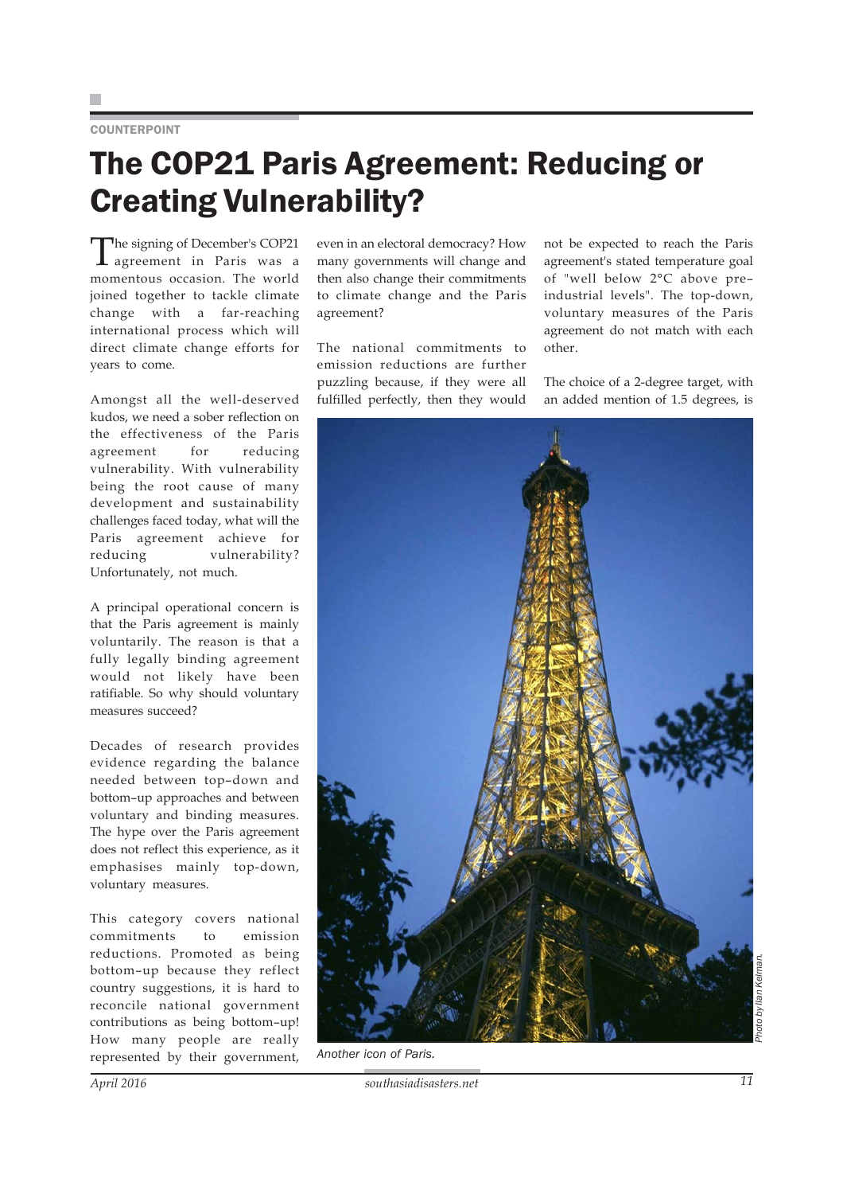COUNTERPOINT

# The COP21 Paris Agreement: Reducing or Creating Vulnerability?

The signing of December's COP21 agreement in Paris was a momentous occasion. The world joined together to tackle climate change with a far-reaching international process which will direct climate change efforts for years to come.

Amongst all the well-deserved kudos, we need a sober reflection on the effectiveness of the Paris agreement for reducing vulnerability. With vulnerability being the root cause of many development and sustainability challenges faced today, what will the Paris agreement achieve for reducing vulnerability? Unfortunately, not much.

A principal operational concern is that the Paris agreement is mainly voluntarily. The reason is that a fully legally binding agreement would not likely have been ratifiable. So why should voluntary measures succeed?

Decades of research provides evidence regarding the balance needed between top–down and bottom–up approaches and between voluntary and binding measures. The hype over the Paris agreement does not reflect this experience, as it emphasises mainly top-down, voluntary measures.

This category covers national commitments to emission reductions. Promoted as being bottom–up because they reflect country suggestions, it is hard to reconcile national government contributions as being bottom–up! How many people are really represented by their government, even in an electoral democracy? How many governments will change and then also change their commitments to climate change and the Paris agreement?

The national commitments to emission reductions are further puzzling because, if they were all fulfilled perfectly, then they would not be expected to reach the Paris agreement's stated temperature goal of "well below 2°C above pre–industrial levels". The top-down, voluntary measures of the Paris agreement do not match with each other.

The choice of a 2-degree target, with an added mention of 1.5 degrees, is

*Another icon of Paris.*

*Photo by Ilan Kelman.*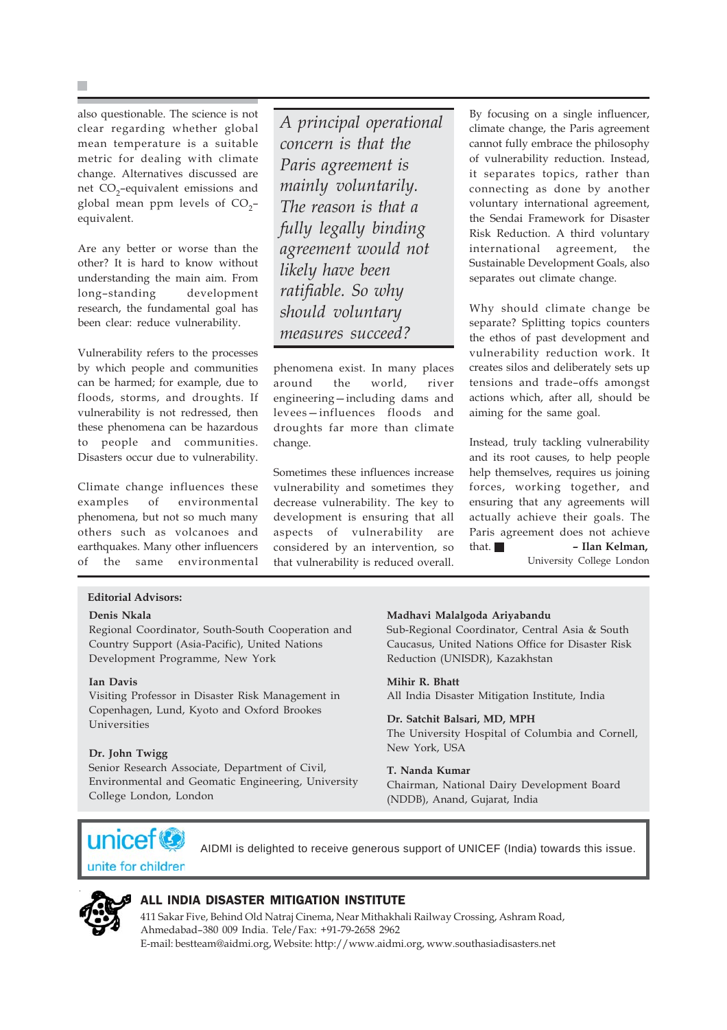also questionable. The science is not clear regarding whether global mean temperature is a suitable metric for dealing with climate change. Alternatives discussed are net $CO_2$–equivalent emissions and global mean ppm levels of $CO_2$–equivalent.

Are any better or worse than the other? It is hard to know without understanding the main aim. From long–standing development research, the fundamental goal has been clear: reduce vulnerability.

Vulnerability refers to the processes by which people and communities can be harmed; for example, due to floods, storms, and droughts. If vulnerability is not redressed, then these phenomena can be hazardous to people and communities. Disasters occur due to vulnerability.

Climate change influences these examples of environmental phenomena, but not so much many others such as volcanoes and earthquakes. Many other influencers of the same environmental phenomena exist. In many places around the world, river engineering—including dams and levees—influences floods and droughts far more than climate change.

*A principal operational concern is that the Paris agreement is mainly voluntarily. The reason is that a fully legally binding agreement would not likely have been ratifiable. So why should voluntary measures succeed?*

Sometimes these influences increase vulnerability and sometimes they decrease vulnerability. The key to development is ensuring that all aspects of vulnerability are considered by an intervention, so that vulnerability is reduced overall.

By focusing on a single influencer, climate change, the Paris agreement cannot fully embrace the philosophy of vulnerability reduction. Instead, it separates topics, rather than connecting as done by another voluntary international agreement, the Sendai Framework for Disaster Risk Reduction. A third voluntary international agreement, the Sustainable Development Goals, also separates out climate change.

Why should climate change be separate? Splitting topics counters the ethos of past development and vulnerability reduction work. It creates silos and deliberately sets up tensions and trade–offs amongst actions which, after all, should be aiming for the same goal.

Instead, truly tackling vulnerability and its root causes, to help people help themselves, requires us joining forces, working together, and ensuring that any agreements will actually achieve their goals. The Paris agreement does not achieve that. ■

**– Ilan Kelman,**
University College London

---

**Editorial Advisors:**

**Denis Nkala**
Regional Coordinator, South-South Cooperation and Country Support (Asia-Pacific), United Nations Development Programme, New York

**Ian Davis**
Visiting Professor in Disaster Risk Management in Copenhagen, Lund, Kyoto and Oxford Brookes Universities

**Dr. John Twigg**
Senior Research Associate, Department of Civil, Environmental and Geomatic Engineering, University College London, London

**Madhavi Malalgoda Ariyabandu**
Sub-Regional Coordinator, Central Asia & South Caucasus, United Nations Office for Disaster Risk Reduction (UNISDR), Kazakhstan

**Mihir R. Bhatt**
All India Disaster Mitigation Institute, India

**Dr. Satchit Balsari, MD, MPH**
The University Hospital of Columbia and Cornell, New York, USA

**T. Nanda Kumar**
Chairman, National Dairy Development Board (NDDB), Anand, Gujarat, India

---

unicef
unite for children

AIDMI is delighted to receive generous support of UNICEF (India) towards this issue.

---

**ALL INDIA DISASTER MITIGATION INSTITUTE**

411 Sakar Five, Behind Old Natraj Cinema, Near Mithakhali Railway Crossing, Ashram Road, Ahmedabad–380 009 India. Tele/Fax: +91-79-2658 2962
E-mail: bestteam@aidmi.org, Website: http://www.aidmi.org, www.southasiadisasters.net